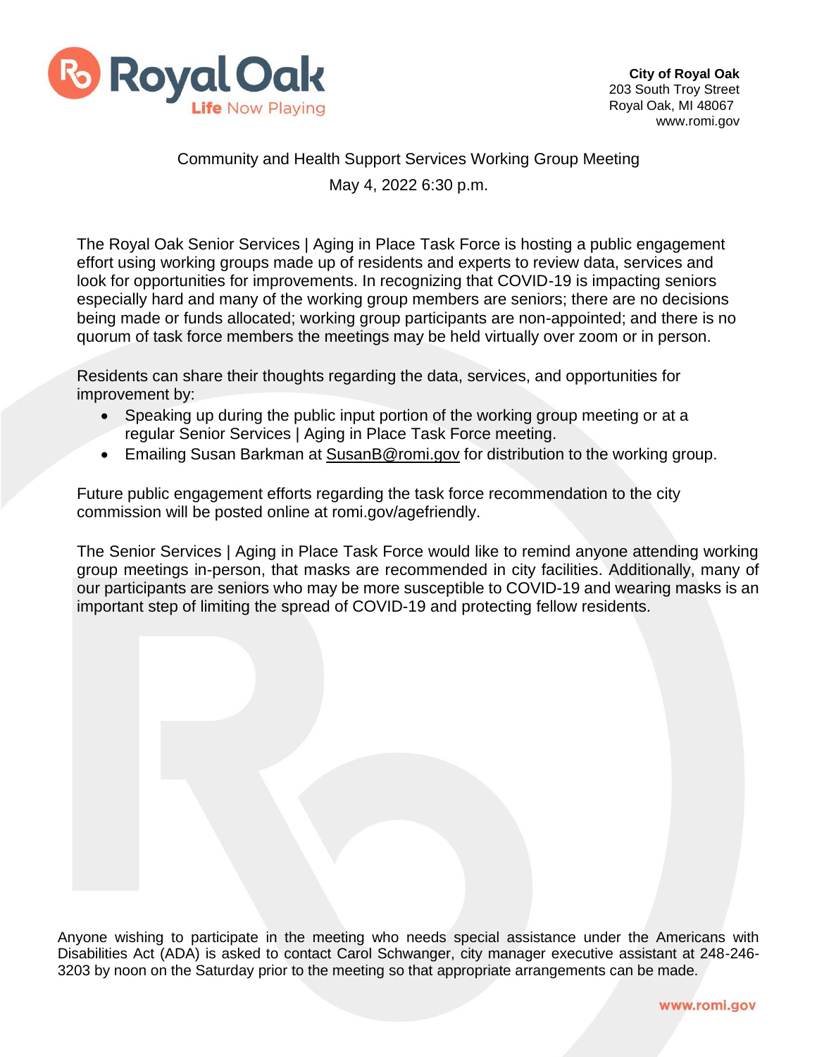**City of Royal Oak**
203 South Troy Street
Royal Oak, MI 48067
www.romi.gov

Community and Health Support Services Working Group Meeting

May 4, 2022 6:30 p.m.

The Royal Oak Senior Services | Aging in Place Task Force is hosting a public engagement effort using working groups made up of residents and experts to review data, services and look for opportunities for improvements. In recognizing that COVID-19 is impacting seniors especially hard and many of the working group members are seniors; there are no decisions being made or funds allocated; working group participants are non-appointed; and there is no quorum of task force members the meetings may be held virtually over zoom or in person.

Residents can share their thoughts regarding the data, services, and opportunities for improvement by:

- Speaking up during the public input portion of the working group meeting or at a regular Senior Services | Aging in Place Task Force meeting.
- Emailing Susan Barkman at SusanB@romi.gov for distribution to the working group.

Future public engagement efforts regarding the task force recommendation to the city commission will be posted online at romi.gov/agefriendly.

The Senior Services | Aging in Place Task Force would like to remind anyone attending working group meetings in-person, that masks are recommended in city facilities. Additionally, many of our participants are seniors who may be more susceptible to COVID-19 and wearing masks is an important step of limiting the spread of COVID-19 and protecting fellow residents.

Anyone wishing to participate in the meeting who needs special assistance under the Americans with Disabilities Act (ADA) is asked to contact Carol Schwanger, city manager executive assistant at 248-246-3203 by noon on the Saturday prior to the meeting so that appropriate arrangements can be made.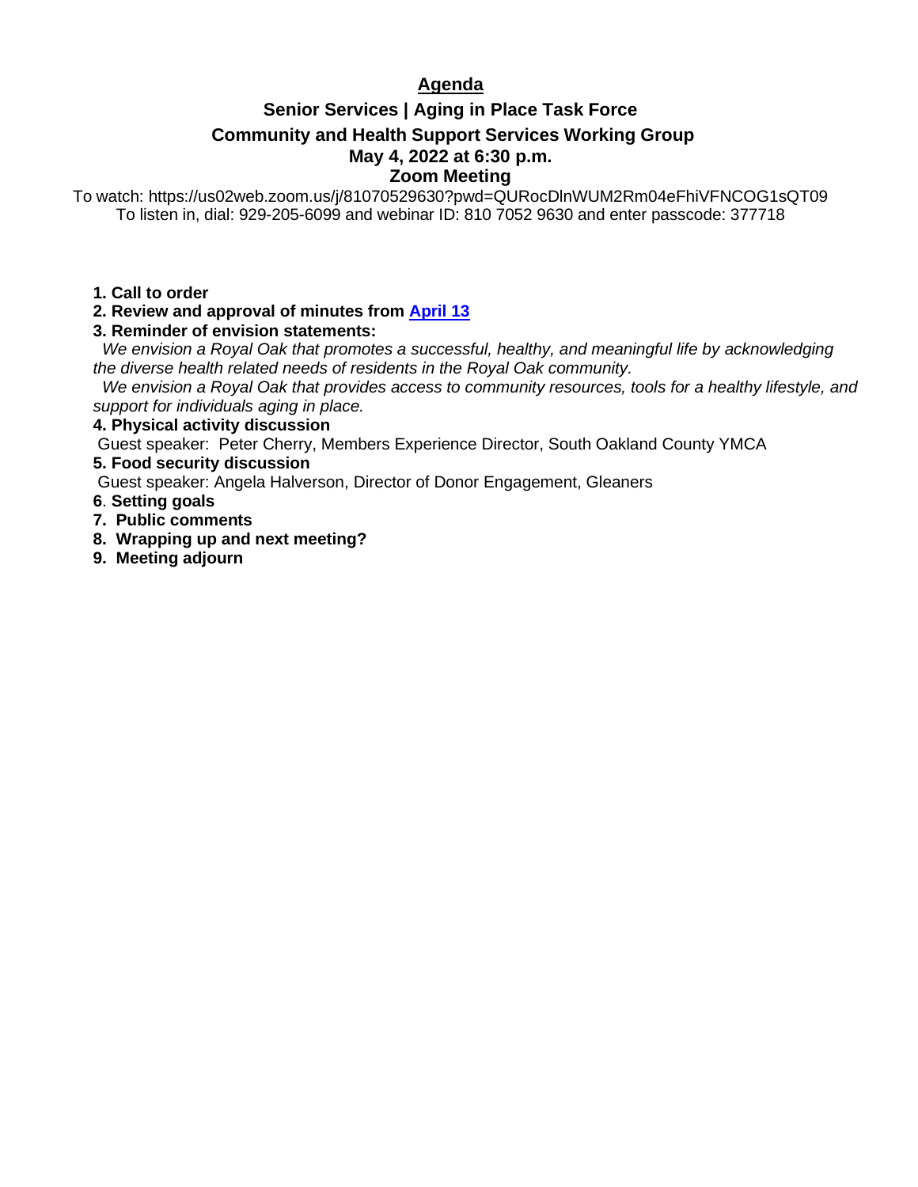# Agenda

## Senior Services | Aging in Place Task Force

### Community and Health Support Services Working Group

### May 4, 2022 at 6:30 p.m.

### Zoom Meeting

To watch: https://us02web.zoom.us/j/81070529630?pwd=QURocDlnWUM2Rm04eFhiVFNCOG1sQT09
To listen in, dial: 929-205-6099 and webinar ID: 810 7052 9630 and enter passcode: 377718

**1. Call to order**

**2. Review and approval of minutes from [April 13](April 13)**

**3. Reminder of envision statements:**

*We envision a Royal Oak that promotes a successful, healthy, and meaningful life by acknowledging the diverse health related needs of residents in the Royal Oak community.*

*We envision a Royal Oak that provides access to community resources, tools for a healthy lifestyle, and support for individuals aging in place.*

**4. Physical activity discussion**

Guest speaker: Peter Cherry, Members Experience Director, South Oakland County YMCA

**5. Food security discussion**

Guest speaker: Angela Halverson, Director of Donor Engagement, Gleaners

**6. Setting goals**

**7. Public comments**

**8. Wrapping up and next meeting?**

**9. Meeting adjourn**